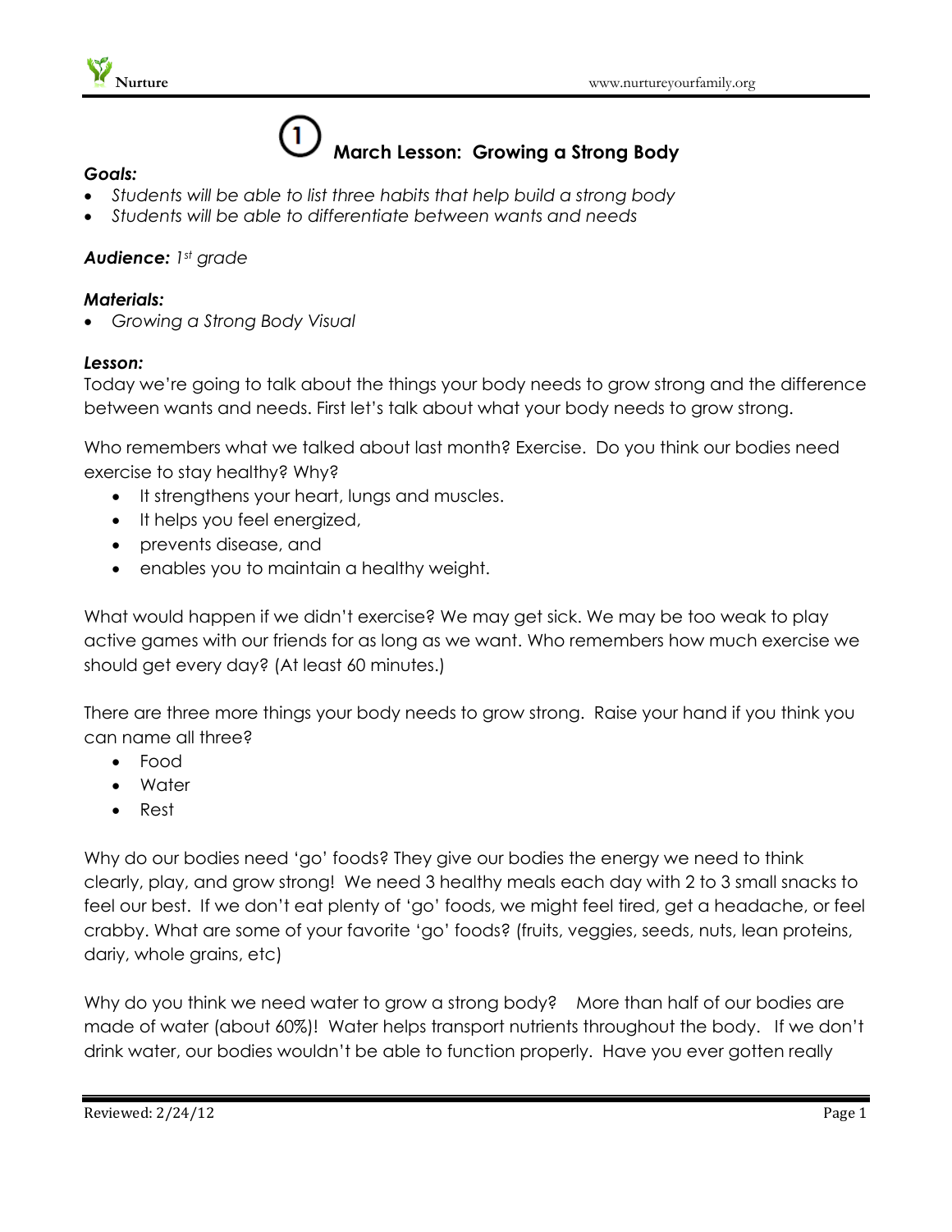# March Lesson: Growing a Strong Body

***Goals:***

- *Students will be able to list three habits that help build a strong body*
- *Students will be able to differentiate between wants and needs*

***Audience:*** *1st grade*

***Materials:***

- *Growing a Strong Body Visual*

***Lesson:***

Today we're going to talk about the things your body needs to grow strong and the difference between wants and needs. First let's talk about what your body needs to grow strong.

Who remembers what we talked about last month? Exercise. Do you think our bodies need exercise to stay healthy? Why?

- It strengthens your heart, lungs and muscles.
- It helps you feel energized,
- prevents disease, and
- enables you to maintain a healthy weight.

What would happen if we didn't exercise? We may get sick. We may be too weak to play active games with our friends for as long as we want. Who remembers how much exercise we should get every day? (At least 60 minutes.)

There are three more things your body needs to grow strong. Raise your hand if you think you can name all three?

- Food
- Water
- Rest

Why do our bodies need 'go' foods? They give our bodies the energy we need to think clearly, play, and grow strong! We need 3 healthy meals each day with 2 to 3 small snacks to feel our best. If we don't eat plenty of 'go' foods, we might feel tired, get a headache, or feel crabby. What are some of your favorite 'go' foods? (fruits, veggies, seeds, nuts, lean proteins, dariy, whole grains, etc)

Why do you think we need water to grow a strong body? More than half of our bodies are made of water (about 60%)! Water helps transport nutrients throughout the body. If we don't drink water, our bodies wouldn't be able to function properly. Have you ever gotten really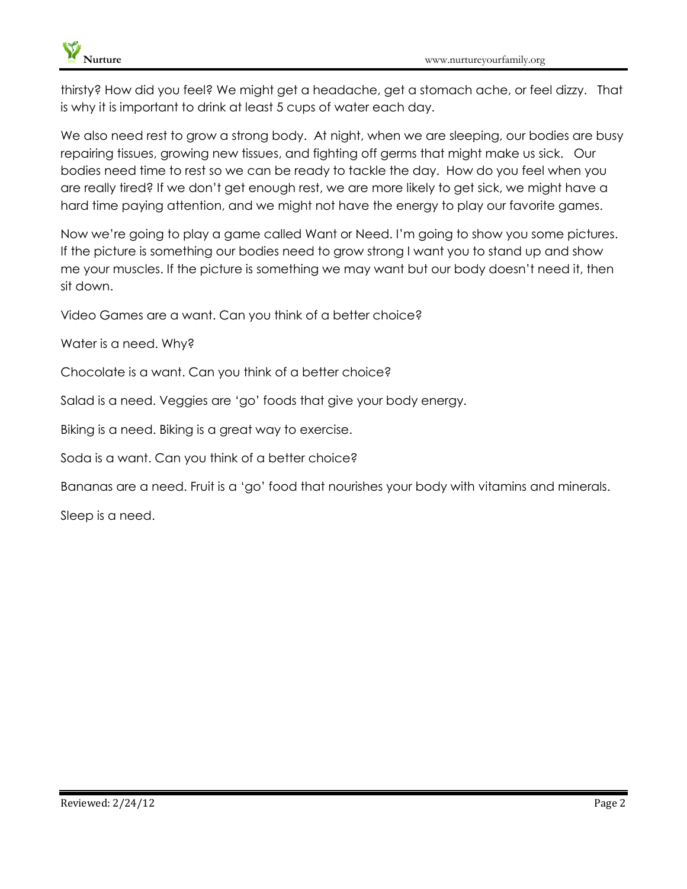thirsty? How did you feel? We might get a headache, get a stomach ache, or feel dizzy. That is why it is important to drink at least 5 cups of water each day.

We also need rest to grow a strong body. At night, when we are sleeping, our bodies are busy repairing tissues, growing new tissues, and fighting off germs that might make us sick. Our bodies need time to rest so we can be ready to tackle the day. How do you feel when you are really tired? If we don't get enough rest, we are more likely to get sick, we might have a hard time paying attention, and we might not have the energy to play our favorite games.

Now we're going to play a game called Want or Need. I'm going to show you some pictures. If the picture is something our bodies need to grow strong I want you to stand up and show me your muscles. If the picture is something we may want but our body doesn't need it, then sit down.

Video Games are a want. Can you think of a better choice?

Water is a need. Why?

Chocolate is a want. Can you think of a better choice?

Salad is a need. Veggies are 'go' foods that give your body energy.

Biking is a need. Biking is a great way to exercise.

Soda is a want. Can you think of a better choice?

Bananas are a need. Fruit is a 'go' food that nourishes your body with vitamins and minerals.

Sleep is a need.